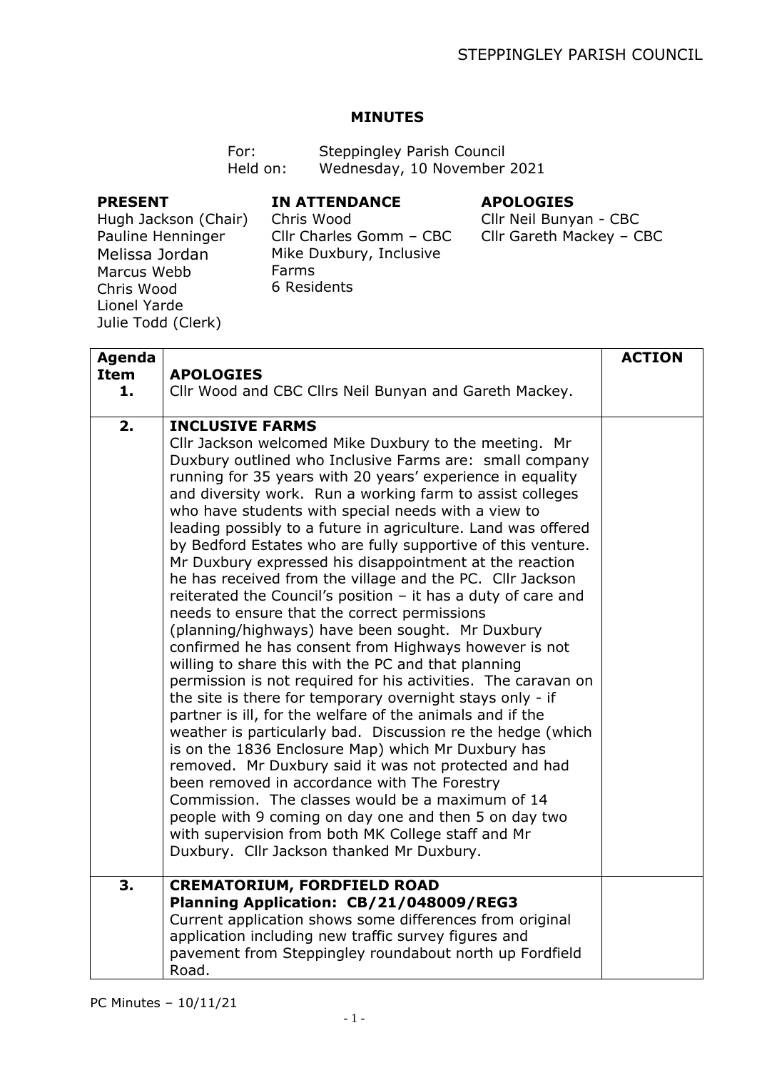# MINUTES

For: Steppingley Parish Council
Held on: Wednesday, 10 November 2021

**PRESENT**
Hugh Jackson (Chair)
Pauline Henninger
Melissa Jordan
Marcus Webb
Chris Wood
Lionel Yarde
Julie Todd (Clerk)

**IN ATTENDANCE**
Chris Wood
Cllr Charles Gomm – CBC
Mike Duxbury, Inclusive Farms
6 Residents

**APOLOGIES**
Cllr Neil Bunyan - CBC
Cllr Gareth Mackey – CBC

| Agenda Item | | ACTION |
|---|---|---|
| 1. | **APOLOGIES**<br>Cllr Wood and CBC Cllrs Neil Bunyan and Gareth Mackey. | |
| 2. | **INCLUSIVE FARMS**<br>Cllr Jackson welcomed Mike Duxbury to the meeting. Mr Duxbury outlined who Inclusive Farms are: small company running for 35 years with 20 years' experience in equality and diversity work. Run a working farm to assist colleges who have students with special needs with a view to leading possibly to a future in agriculture. Land was offered by Bedford Estates who are fully supportive of this venture. Mr Duxbury expressed his disappointment at the reaction he has received from the village and the PC. Cllr Jackson reiterated the Council's position – it has a duty of care and needs to ensure that the correct permissions (planning/highways) have been sought. Mr Duxbury confirmed he has consent from Highways however is not willing to share this with the PC and that planning permission is not required for his activities. The caravan on the site is there for temporary overnight stays only - if partner is ill, for the welfare of the animals and if the weather is particularly bad. Discussion re the hedge (which is on the 1836 Enclosure Map) which Mr Duxbury has removed. Mr Duxbury said it was not protected and had been removed in accordance with The Forestry Commission. The classes would be a maximum of 14 people with 9 coming on day one and then 5 on day two with supervision from both MK College staff and Mr Duxbury. Cllr Jackson thanked Mr Duxbury. | |
| 3. | **CREMATORIUM, FORDFIELD ROAD**<br>**Planning Application: CB/21/048009/REG3**<br>Current application shows some differences from original application including new traffic survey figures and pavement from Steppingley roundabout north up Fordfield Road. | |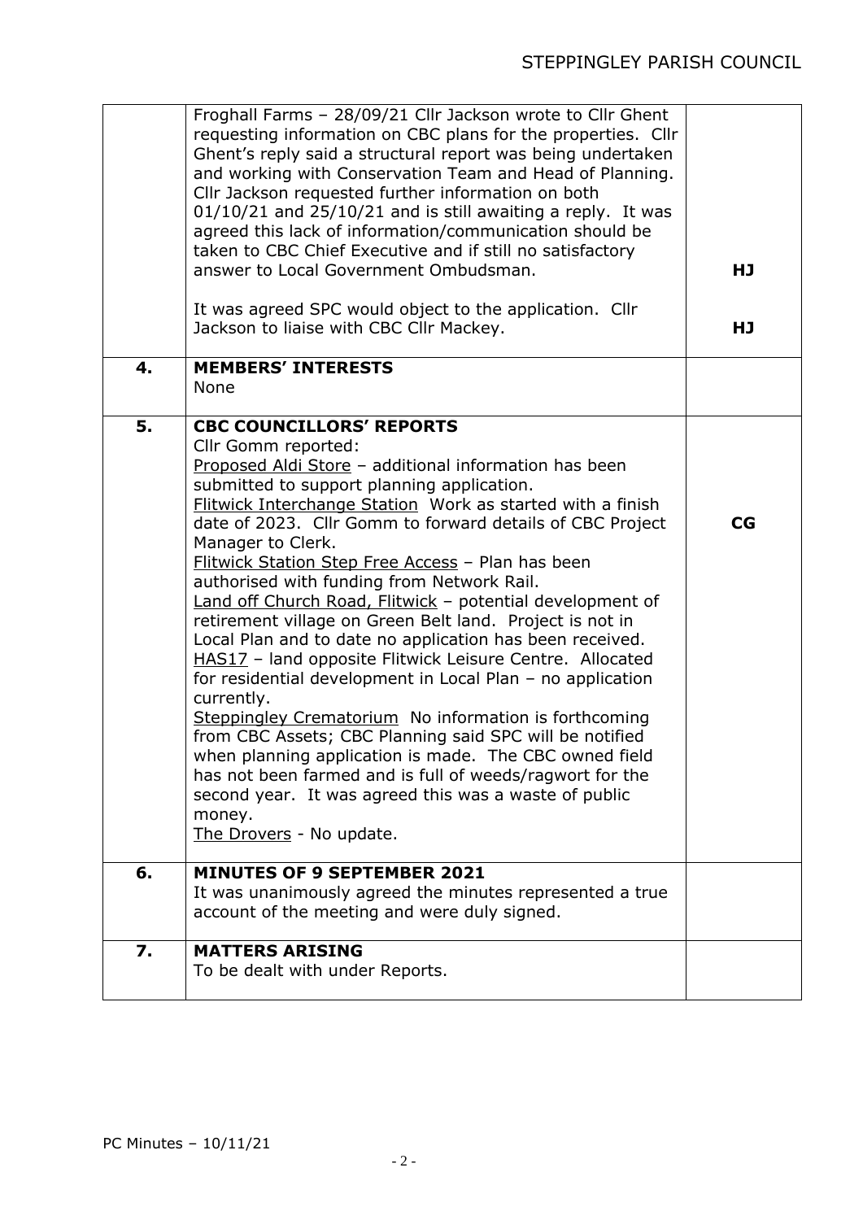| | | |
|---|---|---|
| | Froghall Farms – 28/09/21 Cllr Jackson wrote to Cllr Ghent requesting information on CBC plans for the properties. Cllr Ghent's reply said a structural report was being undertaken and working with Conservation Team and Head of Planning. Cllr Jackson requested further information on both 01/10/21 and 25/10/21 and is still awaiting a reply. It was agreed this lack of information/communication should be taken to CBC Chief Executive and if still no satisfactory answer to Local Government Ombudsman.<br><br>It was agreed SPC would object to the application. Cllr Jackson to liaise with CBC Cllr Mackey. | **HJ**<br><br>**HJ** |
| **4.** | **MEMBERS' INTERESTS**<br>None | |
| **5.** | **CBC COUNCILLORS' REPORTS**<br>Cllr Gomm reported:<br>Proposed Aldi Store – additional information has been submitted to support planning application.<br>Flitwick Interchange Station Work as started with a finish date of 2023. Cllr Gomm to forward details of CBC Project Manager to Clerk.<br>Flitwick Station Step Free Access – Plan has been authorised with funding from Network Rail.<br>Land off Church Road, Flitwick – potential development of retirement village on Green Belt land. Project is not in Local Plan and to date no application has been received.<br>HAS17 – land opposite Flitwick Leisure Centre. Allocated for residential development in Local Plan – no application currently.<br>Steppingley Crematorium No information is forthcoming from CBC Assets; CBC Planning said SPC will be notified when planning application is made. The CBC owned field has not been farmed and is full of weeds/ragwort for the second year. It was agreed this was a waste of public money.<br>The Drovers - No update. | **CG** |
| **6.** | **MINUTES OF 9 SEPTEMBER 2021**<br>It was unanimously agreed the minutes represented a true account of the meeting and were duly signed. | |
| **7.** | **MATTERS ARISING**<br>To be dealt with under Reports. | |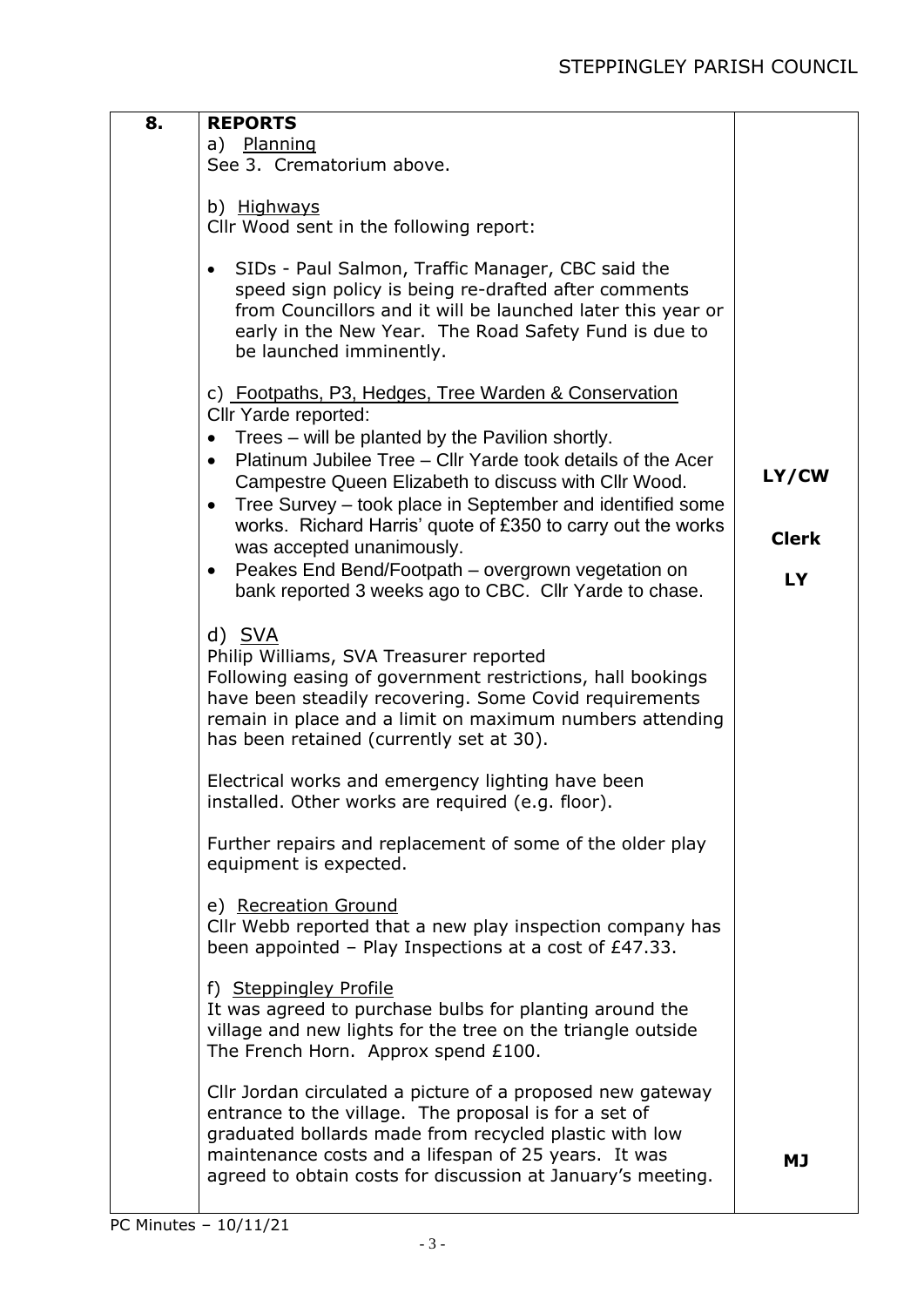| 8. | **REPORTS**<br>a) <u>Planning</u><br>See 3. Crematorium above.<br><br>b) <u>Highways</u><br>Cllr Wood sent in the following report:<br><br>• SIDs - Paul Salmon, Traffic Manager, CBC said the speed sign policy is being re-drafted after comments from Councillors and it will be launched later this year or early in the New Year. The Road Safety Fund is due to be launched imminently.<br><br>c) <u>Footpaths, P3, Hedges, Tree Warden & Conservation</u><br>Cllr Yarde reported:<br>• Trees – will be planted by the Pavilion shortly.<br>• Platinum Jubilee Tree – Cllr Yarde took details of the Acer Campestre Queen Elizabeth to discuss with Cllr Wood.<br>• Tree Survey – took place in September and identified some works. Richard Harris' quote of £350 to carry out the works was accepted unanimously.<br>• Peakes End Bend/Footpath – overgrown vegetation on bank reported 3 weeks ago to CBC. Cllr Yarde to chase.<br><br>d) <u>SVA</u><br>Philip Williams, SVA Treasurer reported<br>Following easing of government restrictions, hall bookings have been steadily recovering. Some Covid requirements remain in place and a limit on maximum numbers attending has been retained (currently set at 30).<br><br>Electrical works and emergency lighting have been installed. Other works are required (e.g. floor).<br><br>Further repairs and replacement of some of the older play equipment is expected.<br><br>e) <u>Recreation Ground</u><br>Cllr Webb reported that a new play inspection company has been appointed – Play Inspections at a cost of £47.33.<br><br>f) <u>Steppingley Profile</u><br>It was agreed to purchase bulbs for planting around the village and new lights for the tree on the triangle outside The French Horn. Approx spend £100.<br><br>Cllr Jordan circulated a picture of a proposed new gateway entrance to the village. The proposal is for a set of graduated bollards made from recycled plastic with low maintenance costs and a lifespan of 25 years. It was agreed to obtain costs for discussion at January's meeting. | **LY/CW**<br><br>**Clerk**<br><br>**LY**<br><br><br><br>**MJ** |
|---|---|---|

PC Minutes – 10/11/21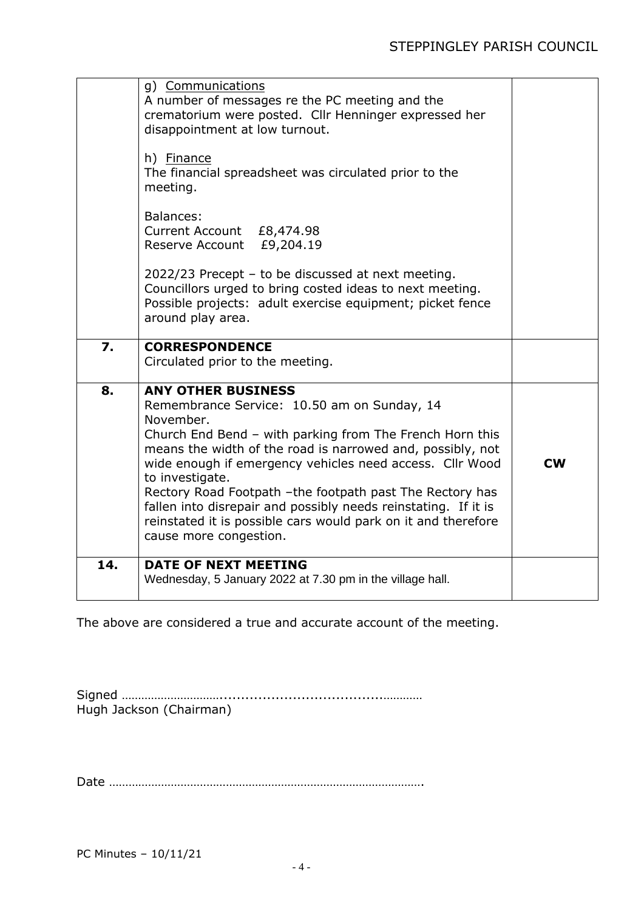| | | |
|---|---|---|
| | g) Communications<br>A number of messages re the PC meeting and the crematorium were posted. Cllr Henninger expressed her disappointment at low turnout.<br><br>h) Finance<br>The financial spreadsheet was circulated prior to the meeting.<br><br>Balances:<br>Current Account £8,474.98<br>Reserve Account £9,204.19<br><br>2022/23 Precept – to be discussed at next meeting. Councillors urged to bring costed ideas to next meeting. Possible projects: adult exercise equipment; picket fence around play area. | |
| **7.** | **CORRESPONDENCE**<br>Circulated prior to the meeting. | |
| **8.** | **ANY OTHER BUSINESS**<br>Remembrance Service: 10.50 am on Sunday, 14 November.<br>Church End Bend – with parking from The French Horn this means the width of the road is narrowed and, possibly, not wide enough if emergency vehicles need access. Cllr Wood to investigate.<br>Rectory Road Footpath –the footpath past The Rectory has fallen into disrepair and possibly needs reinstating. If it is reinstated it is possible cars would park on it and therefore cause more congestion. | **CW** |
| **14.** | **DATE OF NEXT MEETING**<br>Wednesday, 5 January 2022 at 7.30 pm in the village hall. | |

The above are considered a true and accurate account of the meeting.

Signed ………………………….........................................…………
Hugh Jackson (Chairman)

Date …………………………………………………………………………………….

PC Minutes – 10/11/21